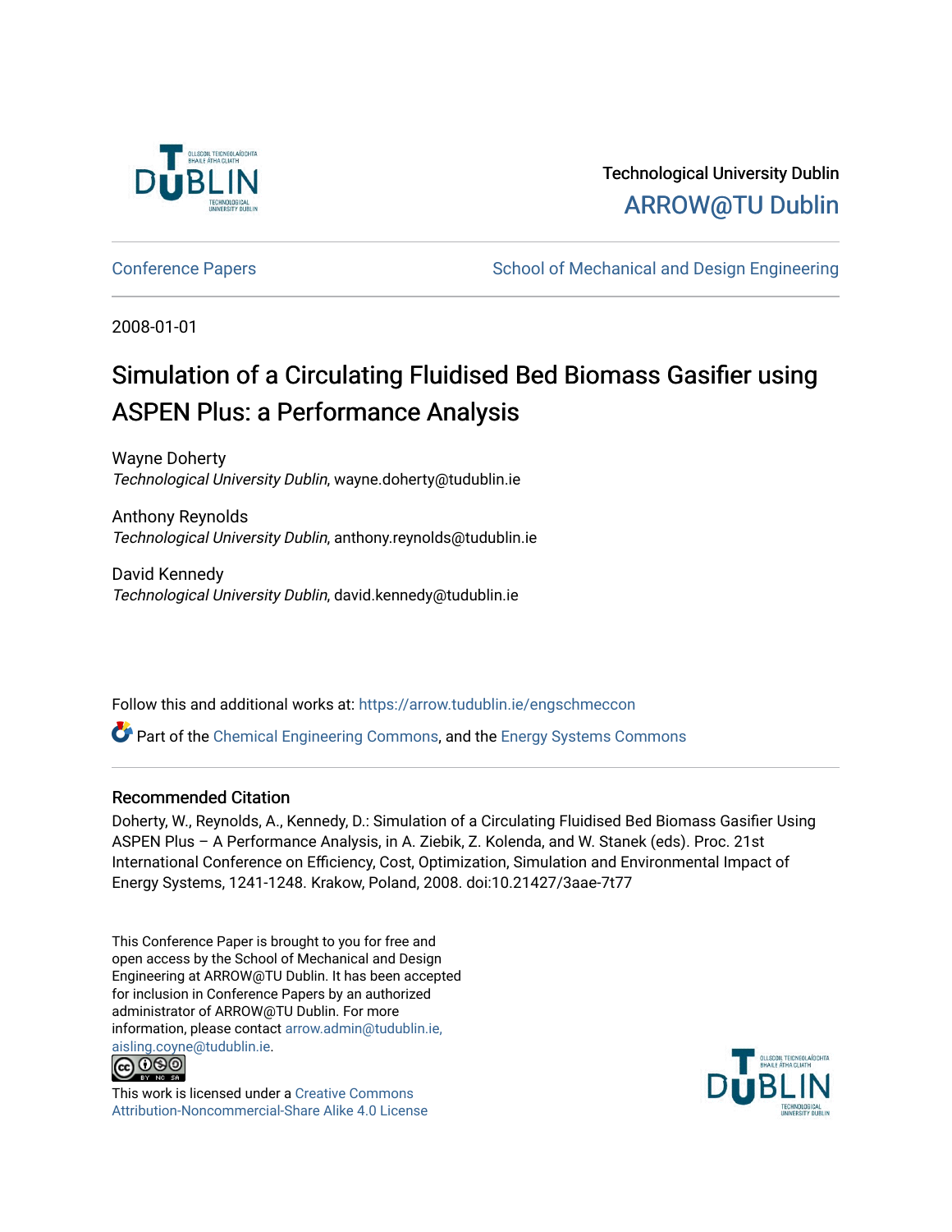Technological University Dublin

ARROW@TU Dublin

Conference Papers

School of Mechanical and Design Engineering

2008-01-01

# Simulation of a Circulating Fluidised Bed Biomass Gasifier using ASPEN Plus: a Performance Analysis

Wayne Doherty
*Technological University Dublin*, wayne.doherty@tudublin.ie

Anthony Reynolds
*Technological University Dublin*, anthony.reynolds@tudublin.ie

David Kennedy
*Technological University Dublin*, david.kennedy@tudublin.ie

Follow this and additional works at: https://arrow.tudublin.ie/engschmeccon

Part of the Chemical Engineering Commons, and the Energy Systems Commons

## Recommended Citation

Doherty, W., Reynolds, A., Kennedy, D.: Simulation of a Circulating Fluidised Bed Biomass Gasifier Using ASPEN Plus – A Performance Analysis, in A. Ziebik, Z. Kolenda, and W. Stanek (eds). Proc. 21st International Conference on Efficiency, Cost, Optimization, Simulation and Environmental Impact of Energy Systems, 1241-1248. Krakow, Poland, 2008. doi:10.21427/3aae-7t77

This Conference Paper is brought to you for free and open access by the School of Mechanical and Design Engineering at ARROW@TU Dublin. It has been accepted for inclusion in Conference Papers by an authorized administrator of ARROW@TU Dublin. For more information, please contact arrow.admin@tudublin.ie, aisling.coyne@tudublin.ie.

This work is licensed under a Creative Commons Attribution-Noncommercial-Share Alike 4.0 License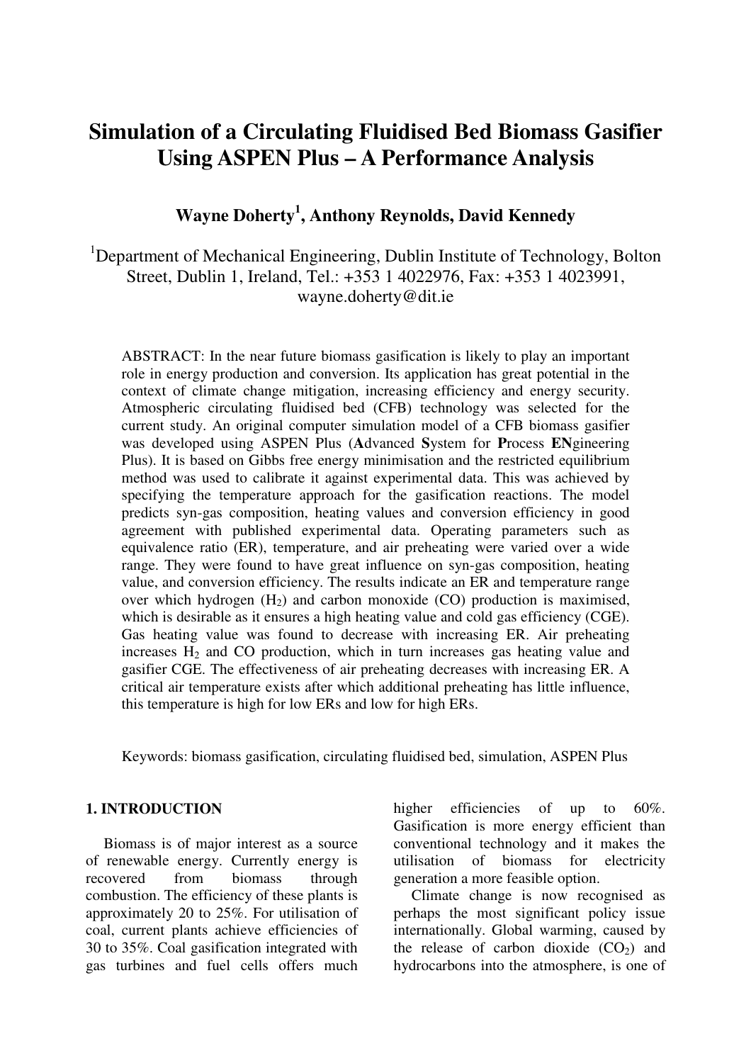# Simulation of a Circulating Fluidised Bed Biomass Gasifier Using ASPEN Plus – A Performance Analysis

**Wayne Doherty[1], Anthony Reynolds, David Kennedy**

[1]Department of Mechanical Engineering, Dublin Institute of Technology, Bolton Street, Dublin 1, Ireland, Tel.: +353 1 4022976, Fax: +353 1 4023991, wayne.doherty@dit.ie

ABSTRACT: In the near future biomass gasification is likely to play an important role in energy production and conversion. Its application has great potential in the context of climate change mitigation, increasing efficiency and energy security. Atmospheric circulating fluidised bed (CFB) technology was selected for the current study. An original computer simulation model of a CFB biomass gasifier was developed using ASPEN Plus (**A**dvanced **S**ystem for **P**rocess **EN**gineering Plus). It is based on Gibbs free energy minimisation and the restricted equilibrium method was used to calibrate it against experimental data. This was achieved by specifying the temperature approach for the gasification reactions. The model predicts syn-gas composition, heating values and conversion efficiency in good agreement with published experimental data. Operating parameters such as equivalence ratio (ER), temperature, and air preheating were varied over a wide range. They were found to have great influence on syn-gas composition, heating value, and conversion efficiency. The results indicate an ER and temperature range over which hydrogen ($H_2$) and carbon monoxide (CO) production is maximised, which is desirable as it ensures a high heating value and cold gas efficiency (CGE). Gas heating value was found to decrease with increasing ER. Air preheating increases $H_2$ and CO production, which in turn increases gas heating value and gasifier CGE. The effectiveness of air preheating decreases with increasing ER. A critical air temperature exists after which additional preheating has little influence, this temperature is high for low ERs and low for high ERs.

Keywords: biomass gasification, circulating fluidised bed, simulation, ASPEN Plus

## 1. INTRODUCTION

Biomass is of major interest as a source of renewable energy. Currently energy is recovered from biomass through combustion. The efficiency of these plants is approximately 20 to 25%. For utilisation of coal, current plants achieve efficiencies of 30 to 35%. Coal gasification integrated with gas turbines and fuel cells offers much higher efficiencies of up to 60%. Gasification is more energy efficient than conventional technology and it makes the utilisation of biomass for electricity generation a more feasible option.

Climate change is now recognised as perhaps the most significant policy issue internationally. Global warming, caused by the release of carbon dioxide ($CO_2$) and hydrocarbons into the atmosphere, is one of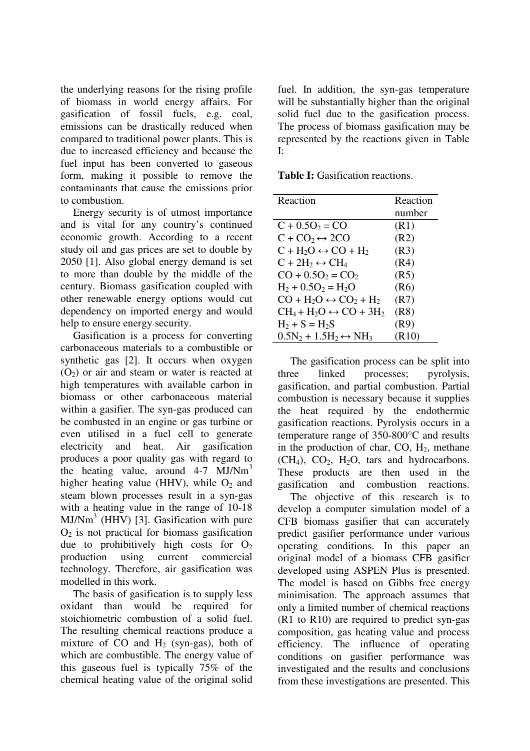the underlying reasons for the rising profile of biomass in world energy affairs. For gasification of fossil fuels, e.g. coal, emissions can be drastically reduced when compared to traditional power plants. This is due to increased efficiency and because the fuel input has been converted to gaseous form, making it possible to remove the contaminants that cause the emissions prior to combustion.

Energy security is of utmost importance and is vital for any country's continued economic growth. According to a recent study oil and gas prices are set to double by 2050 [1]. Also global energy demand is set to more than double by the middle of the century. Biomass gasification coupled with other renewable energy options would cut dependency on imported energy and would help to ensure energy security.

Gasification is a process for converting carbonaceous materials to a combustible or synthetic gas [2]. It occurs when oxygen ($O_2$) or air and steam or water is reacted at high temperatures with available carbon in biomass or other carbonaceous material within a gasifier. The syn-gas produced can be combusted in an engine or gas turbine or even utilised in a fuel cell to generate electricity and heat. Air gasification produces a poor quality gas with regard to the heating value, around 4-7 MJ/Nm$^3$ higher heating value (HHV), while $O_2$ and steam blown processes result in a syn-gas with a heating value in the range of 10-18 MJ/Nm$^3$ (HHV) [3]. Gasification with pure $O_2$ is not practical for biomass gasification due to prohibitively high costs for $O_2$ production using current commercial technology. Therefore, air gasification was modelled in this work.

The basis of gasification is to supply less oxidant than would be required for stoichiometric combustion of a solid fuel. The resulting chemical reactions produce a mixture of CO and $H_2$ (syn-gas), both of which are combustible. The energy value of this gaseous fuel is typically 75% of the chemical heating value of the original solid fuel. In addition, the syn-gas temperature will be substantially higher than the original solid fuel due to the gasification process. The process of biomass gasification may be represented by the reactions given in Table I:

**Table I:** Gasification reactions.

| Reaction | Reaction number |
|---|---|
| $C + 0.5O_2 = CO$ | (R1) |
| $C + CO_2 \leftrightarrow 2CO$ | (R2) |
| $C + H_2O \leftrightarrow CO + H_2$ | (R3) |
| $C + 2H_2 \leftrightarrow CH_4$ | (R4) |
| $CO + 0.5O_2 = CO_2$ | (R5) |
| $H_2 + 0.5O_2 = H_2O$ | (R6) |
| $CO + H_2O \leftrightarrow CO_2 + H_2$ | (R7) |
| $CH_4 + H_2O \leftrightarrow CO + 3H_2$ | (R8) |
| $H_2 + S = H_2S$ | (R9) |
| $0.5N_2 + 1.5H_2 \leftrightarrow NH_3$ | (R10) |

The gasification process can be split into three linked processes; pyrolysis, gasification, and partial combustion. Partial combustion is necessary because it supplies the heat required by the endothermic gasification reactions. Pyrolysis occurs in a temperature range of 350-800°C and results in the production of char, CO, $H_2$, methane ($CH_4$), $CO_2$, $H_2O$, tars and hydrocarbons. These products are then used in the gasification and combustion reactions.

The objective of this research is to develop a computer simulation model of a CFB biomass gasifier that can accurately predict gasifier performance under various operating conditions. In this paper an original model of a biomass CFB gasifier developed using ASPEN Plus is presented. The model is based on Gibbs free energy minimisation. The approach assumes that only a limited number of chemical reactions (R1 to R10) are required to predict syn-gas composition, gas heating value and process efficiency. The influence of operating conditions on gasifier performance was investigated and the results and conclusions from these investigations are presented. This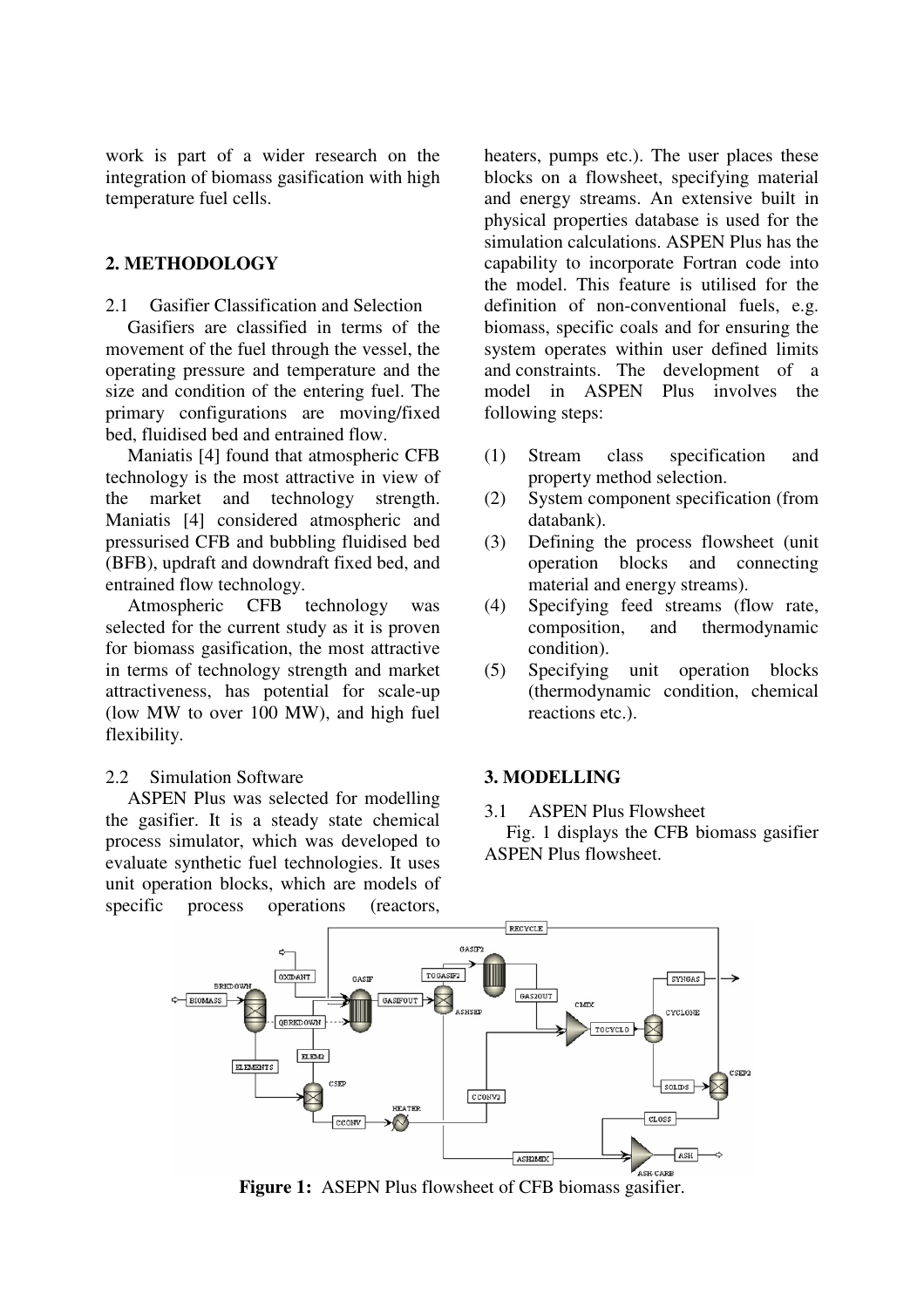work is part of a wider research on the integration of biomass gasification with high temperature fuel cells.

## 2. METHODOLOGY

### 2.1 Gasifier Classification and Selection

Gasifiers are classified in terms of the movement of the fuel through the vessel, the operating pressure and temperature and the size and condition of the entering fuel. The primary configurations are moving/fixed bed, fluidised bed and entrained flow.

Maniatis [4] found that atmospheric CFB technology is the most attractive in view of the market and technology strength. Maniatis [4] considered atmospheric and pressurised CFB and bubbling fluidised bed (BFB), updraft and downdraft fixed bed, and entrained flow technology.

Atmospheric CFB technology was selected for the current study as it is proven for biomass gasification, the most attractive in terms of technology strength and market attractiveness, has potential for scale-up (low MW to over 100 MW), and high fuel flexibility.

### 2.2 Simulation Software

ASPEN Plus was selected for modelling the gasifier. It is a steady state chemical process simulator, which was developed to evaluate synthetic fuel technologies. It uses unit operation blocks, which are models of specific process operations (reactors, heaters, pumps etc.). The user places these blocks on a flowsheet, specifying material and energy streams. An extensive built in physical properties database is used for the simulation calculations. ASPEN Plus has the capability to incorporate Fortran code into the model. This feature is utilised for the definition of non-conventional fuels, e.g. biomass, specific coals and for ensuring the system operates within user defined limits and constraints. The development of a model in ASPEN Plus involves the following steps:

(1) Stream class specification and property method selection.
(2) System component specification (from databank).
(3) Defining the process flowsheet (unit operation blocks and connecting material and energy streams).
(4) Specifying feed streams (flow rate, composition, and thermodynamic condition).
(5) Specifying unit operation blocks (thermodynamic condition, chemical reactions etc.).

## 3. MODELLING

### 3.1 ASPEN Plus Flowsheet

Fig. 1 displays the CFB biomass gasifier ASPEN Plus flowsheet.

**Figure 1:** ASEPN Plus flowsheet of CFB biomass gasifier.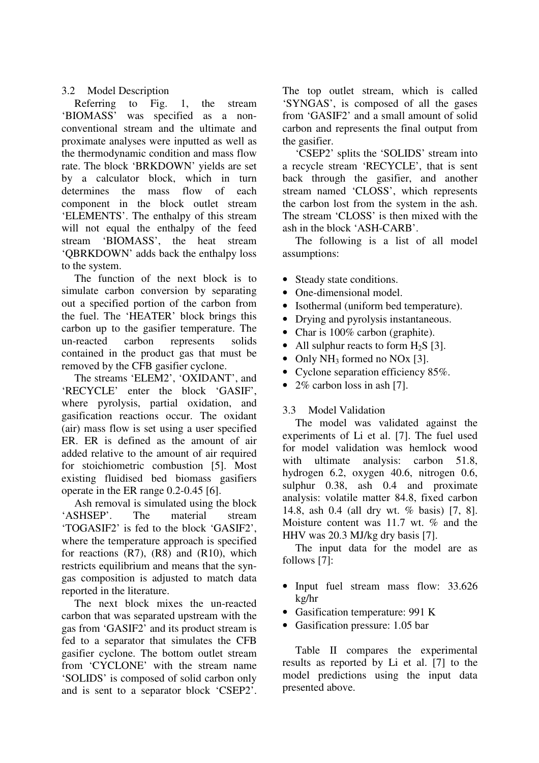### 3.2 Model Description

Referring to Fig. 1, the stream 'BIOMASS' was specified as a non-conventional stream and the ultimate and proximate analyses were inputted as well as the thermodynamic condition and mass flow rate. The block 'BRKDOWN' yields are set by a calculator block, which in turn determines the mass flow of each component in the block outlet stream 'ELEMENTS'. The enthalpy of this stream will not equal the enthalpy of the feed stream 'BIOMASS', the heat stream 'QBRKDOWN' adds back the enthalpy loss to the system.

The function of the next block is to simulate carbon conversion by separating out a specified portion of the carbon from the fuel. The 'HEATER' block brings this carbon up to the gasifier temperature. The un-reacted carbon represents solids contained in the product gas that must be removed by the CFB gasifier cyclone.

The streams 'ELEM2', 'OXIDANT', and 'RECYCLE' enter the block 'GASIF', where pyrolysis, partial oxidation, and gasification reactions occur. The oxidant (air) mass flow is set using a user specified ER. ER is defined as the amount of air added relative to the amount of air required for stoichiometric combustion [5]. Most existing fluidised bed biomass gasifiers operate in the ER range 0.2-0.45 [6].

Ash removal is simulated using the block 'ASHSEP'. The material stream 'TOGASIF2' is fed to the block 'GASIF2', where the temperature approach is specified for reactions (R7), (R8) and (R10), which restricts equilibrium and means that the syn-gas composition is adjusted to match data reported in the literature.

The next block mixes the un-reacted carbon that was separated upstream with the gas from 'GASIF2' and its product stream is fed to a separator that simulates the CFB gasifier cyclone. The bottom outlet stream from 'CYCLONE' with the stream name 'SOLIDS' is composed of solid carbon only and is sent to a separator block 'CSEP2'. The top outlet stream, which is called 'SYNGAS', is composed of all the gases from 'GASIF2' and a small amount of solid carbon and represents the final output from the gasifier.

'CSEP2' splits the 'SOLIDS' stream into a recycle stream 'RECYCLE', that is sent back through the gasifier, and another stream named 'CLOSS', which represents the carbon lost from the system in the ash. The stream 'CLOSS' is then mixed with the ash in the block 'ASH-CARB'.

The following is a list of all model assumptions:

- Steady state conditions.
- One-dimensional model.
- Isothermal (uniform bed temperature).
- Drying and pyrolysis instantaneous.
- Char is 100% carbon (graphite).
- All sulphur reacts to form $H_2S$ [3].
- Only $NH_3$ formed no NOx [3].
- Cyclone separation efficiency 85%.
- 2% carbon loss in ash [7].

### 3.3 Model Validation

The model was validated against the experiments of Li et al. [7]. The fuel used for model validation was hemlock wood with ultimate analysis: carbon 51.8, hydrogen 6.2, oxygen 40.6, nitrogen 0.6, sulphur 0.38, ash 0.4 and proximate analysis: volatile matter 84.8, fixed carbon 14.8, ash 0.4 (all dry wt. % basis) [7, 8]. Moisture content was 11.7 wt. % and the HHV was 20.3 MJ/kg dry basis [7].

The input data for the model are as follows [7]:

- Input fuel stream mass flow: 33.626 kg/hr
- Gasification temperature: 991 K
- Gasification pressure: 1.05 bar

Table II compares the experimental results as reported by Li et al. [7] to the model predictions using the input data presented above.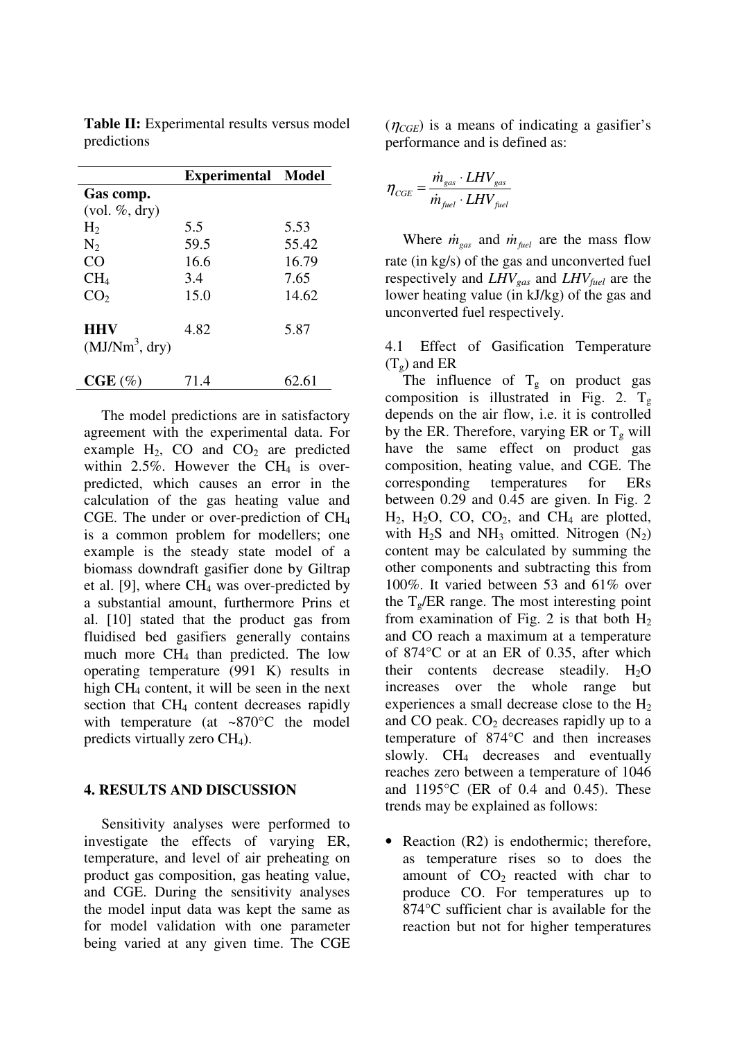**Table II:** Experimental results versus model predictions

| | Experimental | Model |
|---|---|---|
| **Gas comp.** (vol. %, dry) | | |
| $H_2$ | 5.5 | 5.53 |
| $N_2$ | 59.5 | 55.42 |
| CO | 16.6 | 16.79 |
| $CH_4$ | 3.4 | 7.65 |
| $CO_2$ | 15.0 | 14.62 |
| **HHV** ($MJ/Nm^3$, dry) | 4.82 | 5.87 |
| **CGE** (%) | 71.4 | 62.61 |

The model predictions are in satisfactory agreement with the experimental data. For example $H_2$, CO and $CO_2$ are predicted within 2.5%. However the $CH_4$ is over-predicted, which causes an error in the calculation of the gas heating value and CGE. The under or over-prediction of $CH_4$ is a common problem for modellers; one example is the steady state model of a biomass downdraft gasifier done by Giltrap et al. [9], where $CH_4$ was over-predicted by a substantial amount, furthermore Prins et al. [10] stated that the product gas from fluidised bed gasifiers generally contains much more $CH_4$ than predicted. The low operating temperature (991 K) results in high $CH_4$ content, it will be seen in the next section that $CH_4$ content decreases rapidly with temperature (at ~870°C the model predicts virtually zero $CH_4$).

## 4. RESULTS AND DISCUSSION

Sensitivity analyses were performed to investigate the effects of varying ER, temperature, and level of air preheating on product gas composition, gas heating value, and CGE. During the sensitivity analyses the model input data was kept the same as for model validation with one parameter being varied at any given time. The CGE ($\eta_{CGE}$) is a means of indicating a gasifier's performance and is defined as:

$$\eta_{CGE} = \frac{\dot{m}_{gas} \cdot LHV_{gas}}{\dot{m}_{fuel} \cdot LHV_{fuel}}$$

Where $\dot{m}_{gas}$ and $\dot{m}_{fuel}$ are the mass flow rate (in kg/s) of the gas and unconverted fuel respectively and $LHV_{gas}$ and $LHV_{fuel}$ are the lower heating value (in kJ/kg) of the gas and unconverted fuel respectively.

### 4.1 Effect of Gasification Temperature ($T_g$) and ER

The influence of $T_g$ on product gas composition is illustrated in Fig. 2. $T_g$ depends on the air flow, i.e. it is controlled by the ER. Therefore, varying ER or $T_g$ will have the same effect on product gas composition, heating value, and CGE. The corresponding temperatures for ERs between 0.29 and 0.45 are given. In Fig. 2 $H_2$, $H_2O$, CO, $CO_2$, and $CH_4$ are plotted, with $H_2S$ and $NH_3$ omitted. Nitrogen ($N_2$) content may be calculated by summing the other components and subtracting this from 100%. It varied between 53 and 61% over the $T_g$/ER range. The most interesting point from examination of Fig. 2 is that both $H_2$ and CO reach a maximum at a temperature of 874°C or at an ER of 0.35, after which their contents decrease steadily. $H_2O$ increases over the whole range but experiences a small decrease close to the $H_2$ and CO peak. $CO_2$ decreases rapidly up to a temperature of 874°C and then increases slowly. $CH_4$ decreases and eventually reaches zero between a temperature of 1046 and 1195°C (ER of 0.4 and 0.45). These trends may be explained as follows:

- Reaction (R2) is endothermic; therefore, as temperature rises so to does the amount of $CO_2$ reacted with char to produce CO. For temperatures up to 874°C sufficient char is available for the reaction but not for higher temperatures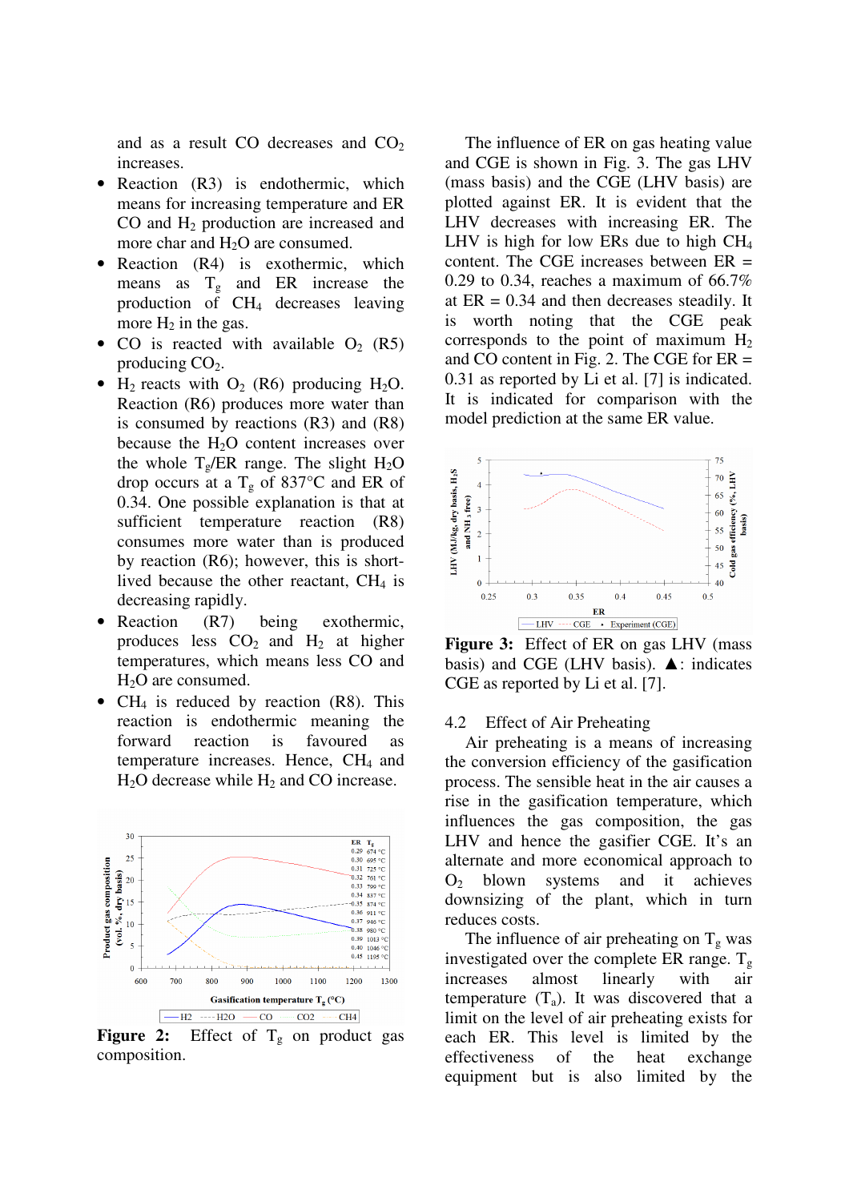and as a result CO decreases and $CO_2$ increases.

- Reaction (R3) is endothermic, which means for increasing temperature and ER CO and $H_2$ production are increased and more char and $H_2O$ are consumed.
- Reaction (R4) is exothermic, which means as $T_g$ and ER increase the production of $CH_4$ decreases leaving more $H_2$ in the gas.
- CO is reacted with available $O_2$ (R5) producing $CO_2$.
- $H_2$ reacts with $O_2$ (R6) producing $H_2O$. Reaction (R6) produces more water than is consumed by reactions (R3) and (R8) because the $H_2O$ content increases over the whole $T_g$/ER range. The slight $H_2O$ drop occurs at a $T_g$ of 837°C and ER of 0.34. One possible explanation is that at sufficient temperature reaction (R8) consumes more water than is produced by reaction (R6); however, this is short-lived because the other reactant, $CH_4$ is decreasing rapidly.
- Reaction (R7) being exothermic, produces less $CO_2$ and $H_2$ at higher temperatures, which means less CO and $H_2O$ are consumed.
- $CH_4$ is reduced by reaction (R8). This reaction is endothermic meaning the forward reaction is favoured as temperature increases. Hence, $CH_4$ and $H_2O$ decrease while $H_2$ and CO increase.

**Figure 2:** Effect of $T_g$ on product gas composition.

The influence of ER on gas heating value and CGE is shown in Fig. 3. The gas LHV (mass basis) and the CGE (LHV basis) are plotted against ER. It is evident that the LHV decreases with increasing ER. The LHV is high for low ERs due to high $CH_4$ content. The CGE increases between ER = 0.29 to 0.34, reaches a maximum of 66.7% at ER = 0.34 and then decreases steadily. It is worth noting that the CGE peak corresponds to the point of maximum $H_2$ and CO content in Fig. 2. The CGE for ER = 0.31 as reported by Li et al. [7] is indicated. It is indicated for comparison with the model prediction at the same ER value.

**Figure 3:** Effect of ER on gas LHV (mass basis) and CGE (LHV basis). ▲: indicates CGE as reported by Li et al. [7].

### 4.2 Effect of Air Preheating

Air preheating is a means of increasing the conversion efficiency of the gasification process. The sensible heat in the air causes a rise in the gasification temperature, which influences the gas composition, the gas LHV and hence the gasifier CGE. It's an alternate and more economical approach to $O_2$ blown systems and it achieves downsizing of the plant, which in turn reduces costs.

The influence of air preheating on $T_g$ was investigated over the complete ER range. $T_g$ increases almost linearly with air temperature ($T_a$). It was discovered that a limit on the level of air preheating exists for each ER. This level is limited by the effectiveness of the heat exchange equipment but is also limited by the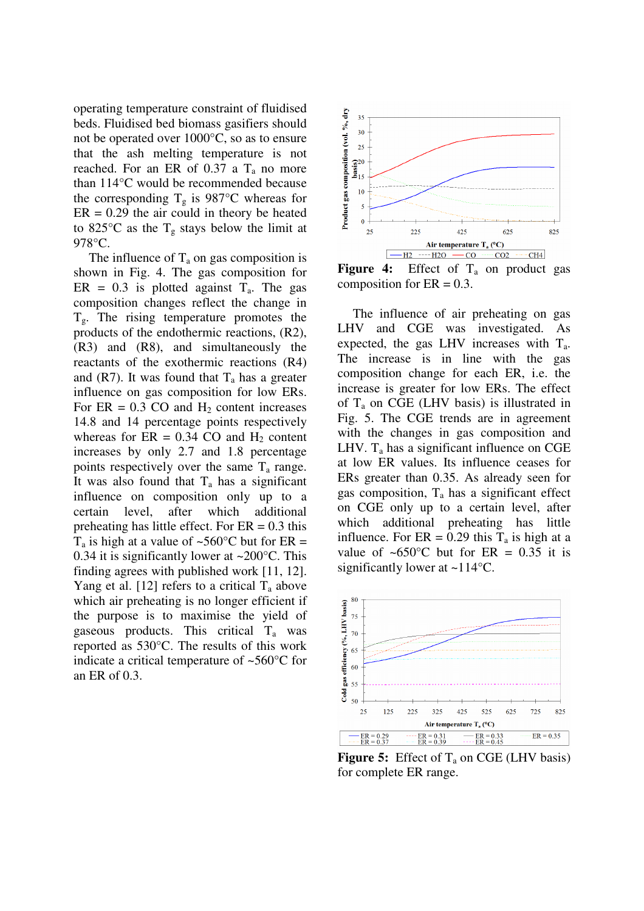operating temperature constraint of fluidised beds. Fluidised bed biomass gasifiers should not be operated over 1000°C, so as to ensure that the ash melting temperature is not reached. For an ER of 0.37 a $T_a$ no more than 114°C would be recommended because the corresponding $T_g$ is 987°C whereas for ER = 0.29 the air could in theory be heated to 825°C as the $T_g$ stays below the limit at 978°C.

The influence of $T_a$ on gas composition is shown in Fig. 4. The gas composition for ER = 0.3 is plotted against $T_a$. The gas composition changes reflect the change in $T_g$. The rising temperature promotes the products of the endothermic reactions, (R2), (R3) and (R8), and simultaneously the reactants of the exothermic reactions (R4) and (R7). It was found that $T_a$ has a greater influence on gas composition for low ERs. For ER = 0.3 CO and $H_2$ content increases 14.8 and 14 percentage points respectively whereas for ER = 0.34 CO and $H_2$ content increases by only 2.7 and 1.8 percentage points respectively over the same $T_a$ range. It was also found that $T_a$ has a significant influence on composition only up to a certain level, after which additional preheating has little effect. For ER = 0.3 this $T_a$ is high at a value of ~560°C but for ER = 0.34 it is significantly lower at ~200°C. This finding agrees with published work [11, 12]. Yang et al. [12] refers to a critical $T_a$ above which air preheating is no longer efficient if the purpose is to maximise the yield of gaseous products. This critical $T_a$ was reported as 530°C. The results of this work indicate a critical temperature of ~560°C for an ER of 0.3.

**Figure 4:** Effect of $T_a$ on product gas composition for ER = 0.3.

The influence of air preheating on gas LHV and CGE was investigated. As expected, the gas LHV increases with $T_a$. The increase is in line with the gas composition change for each ER, i.e. the increase is greater for low ERs. The effect of $T_a$ on CGE (LHV basis) is illustrated in Fig. 5. The CGE trends are in agreement with the changes in gas composition and LHV. $T_a$ has a significant influence on CGE at low ER values. Its influence ceases for ERs greater than 0.35. As already seen for gas composition, $T_a$ has a significant effect on CGE only up to a certain level, after which additional preheating has little influence. For ER = 0.29 this $T_a$ is high at a value of ~650°C but for ER = 0.35 it is significantly lower at ~114°C.

**Figure 5:** Effect of $T_a$ on CGE (LHV basis) for complete ER range.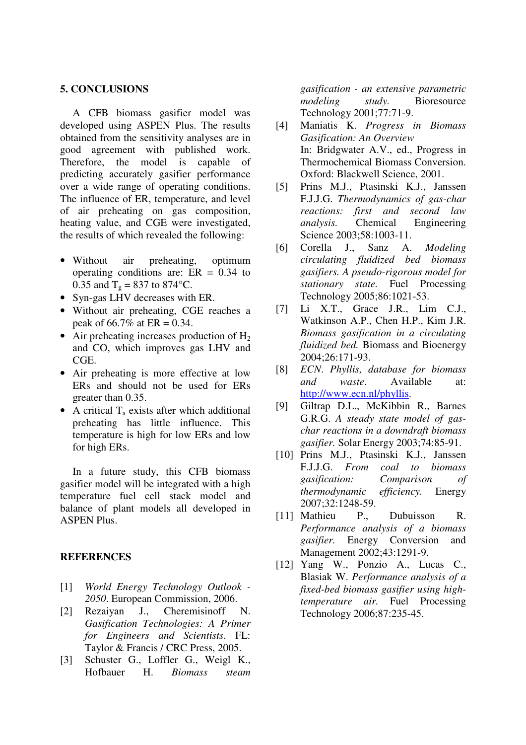## 5. CONCLUSIONS

A CFB biomass gasifier model was developed using ASPEN Plus. The results obtained from the sensitivity analyses are in good agreement with published work. Therefore, the model is capable of predicting accurately gasifier performance over a wide range of operating conditions. The influence of ER, temperature, and level of air preheating on gas composition, heating value, and CGE were investigated, the results of which revealed the following:

- Without air preheating, optimum operating conditions are: ER = 0.34 to 0.35 and $T_g$ = 837 to 874°C.
- Syn-gas LHV decreases with ER.
- Without air preheating, CGE reaches a peak of 66.7% at ER = 0.34.
- Air preheating increases production of $H_2$ and CO, which improves gas LHV and CGE.
- Air preheating is more effective at low ERs and should not be used for ERs greater than 0.35.
- A critical $T_a$ exists after which additional preheating has little influence. This temperature is high for low ERs and low for high ERs.

In a future study, this CFB biomass gasifier model will be integrated with a high temperature fuel cell stack model and balance of plant models all developed in ASPEN Plus.

## REFERENCES

[1] *World Energy Technology Outlook - 2050*. European Commission, 2006.

[2] Rezaiyan J., Cheremisinoff N. *Gasification Technologies: A Primer for Engineers and Scientists*. FL: Taylor & Francis / CRC Press, 2005.

[3] Schuster G., Loffler G., Weigl K., Hofbauer H. *Biomass steam gasification - an extensive parametric modeling study*. Bioresource Technology 2001;77:71-9.

[4] Maniatis K. *Progress in Biomass Gasification: An Overview* In: Bridgwater A.V., ed., Progress in Thermochemical Biomass Conversion. Oxford: Blackwell Science, 2001.

[5] Prins M.J., Ptasinski K.J., Janssen F.J.J.G. *Thermodynamics of gas-char reactions: first and second law analysis.* Chemical Engineering Science 2003;58:1003-11.

[6] Corella J., Sanz A. *Modeling circulating fluidized bed biomass gasifiers. A pseudo-rigorous model for stationary state.* Fuel Processing Technology 2005;86:1021-53.

[7] Li X.T., Grace J.R., Lim C.J., Watkinson A.P., Chen H.P., Kim J.R. *Biomass gasification in a circulating fluidized bed.* Biomass and Bioenergy 2004;26:171-93.

[8] *ECN. Phyllis, database for biomass and waste*. Available at: http://www.ecn.nl/phyllis.

[9] Giltrap D.L., McKibbin R., Barnes G.R.G. *A steady state model of gas-char reactions in a downdraft biomass gasifier.* Solar Energy 2003;74:85-91.

[10] Prins M.J., Ptasinski K.J., Janssen F.J.J.G. *From coal to biomass gasification: Comparison of thermodynamic efficiency.* Energy 2007;32:1248-59.

[11] Mathieu P., Dubuisson R. *Performance analysis of a biomass gasifier.* Energy Conversion and Management 2002;43:1291-9.

[12] Yang W., Ponzio A., Lucas C., Blasiak W. *Performance analysis of a fixed-bed biomass gasifier using high-temperature air.* Fuel Processing Technology 2006;87:235-45.